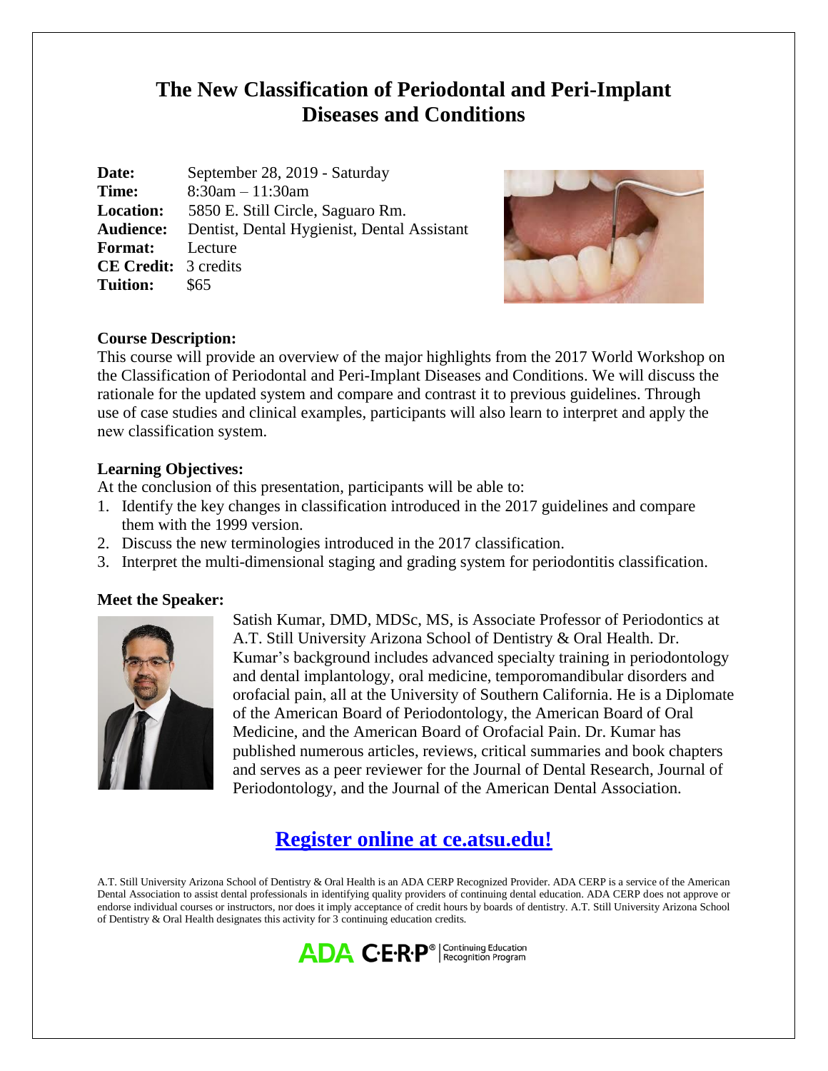# The New Classification of Periodontal and Peri-Implant Diseases and Conditions

**Date:** September 28, 2019 - Saturday
**Time:** 8:30am – 11:30am
**Location:** 5850 E. Still Circle, Saguaro Rm.
**Audience:** Dentist, Dental Hygienist, Dental Assistant
**Format:** Lecture
**CE Credit:** 3 credits
**Tuition:** $65

**Course Description:**
This course will provide an overview of the major highlights from the 2017 World Workshop on the Classification of Periodontal and Peri-Implant Diseases and Conditions. We will discuss the rationale for the updated system and compare and contrast it to previous guidelines. Through use of case studies and clinical examples, participants will also learn to interpret and apply the new classification system.

**Learning Objectives:**
At the conclusion of this presentation, participants will be able to:

1. Identify the key changes in classification introduced in the 2017 guidelines and compare them with the 1999 version.
2. Discuss the new terminologies introduced in the 2017 classification.
3. Interpret the multi-dimensional staging and grading system for periodontitis classification.

**Meet the Speaker:**

Satish Kumar, DMD, MDSc, MS, is Associate Professor of Periodontics at A.T. Still University Arizona School of Dentistry & Oral Health. Dr. Kumar's background includes advanced specialty training in periodontology and dental implantology, oral medicine, temporomandibular disorders and orofacial pain, all at the University of Southern California. He is a Diplomate of the American Board of Periodontology, the American Board of Oral Medicine, and the American Board of Orofacial Pain. Dr. Kumar has published numerous articles, reviews, critical summaries and book chapters and serves as a peer reviewer for the Journal of Dental Research, Journal of Periodontology, and the Journal of the American Dental Association.

## Register online at ce.atsu.edu!

A.T. Still University Arizona School of Dentistry & Oral Health is an ADA CERP Recognized Provider. ADA CERP is a service of the American Dental Association to assist dental professionals in identifying quality providers of continuing dental education. ADA CERP does not approve or endorse individual courses or instructors, nor does it imply acceptance of credit hours by boards of dentistry. A.T. Still University Arizona School of Dentistry & Oral Health designates this activity for 3 continuing education credits.

ADA C·E·R·P® | Continuing Education Recognition Program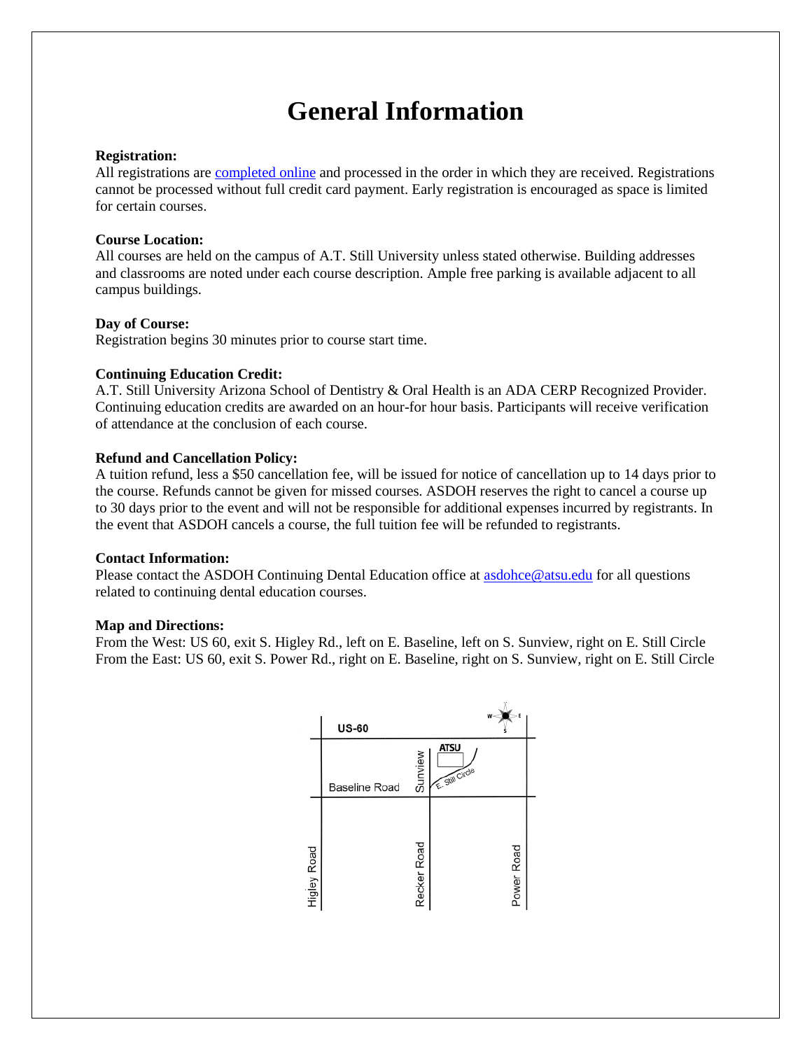# General Information

**Registration:**
All registrations are completed online and processed in the order in which they are received. Registrations cannot be processed without full credit card payment. Early registration is encouraged as space is limited for certain courses.

**Course Location:**
All courses are held on the campus of A.T. Still University unless stated otherwise. Building addresses and classrooms are noted under each course description. Ample free parking is available adjacent to all campus buildings.

**Day of Course:**
Registration begins 30 minutes prior to course start time.

**Continuing Education Credit:**
A.T. Still University Arizona School of Dentistry & Oral Health is an ADA CERP Recognized Provider. Continuing education credits are awarded on an hour-for hour basis. Participants will receive verification of attendance at the conclusion of each course.

**Refund and Cancellation Policy:**
A tuition refund, less a $50 cancellation fee, will be issued for notice of cancellation up to 14 days prior to the course. Refunds cannot be given for missed courses. ASDOH reserves the right to cancel a course up to 30 days prior to the event and will not be responsible for additional expenses incurred by registrants. In the event that ASDOH cancels a course, the full tuition fee will be refunded to registrants.

**Contact Information:**
Please contact the ASDOH Continuing Dental Education office at asdohce@atsu.edu for all questions related to continuing dental education courses.

**Map and Directions:**
From the West: US 60, exit S. Higley Rd., left on E. Baseline, left on S. Sunview, right on E. Still Circle
From the East: US 60, exit S. Power Rd., right on E. Baseline, right on S. Sunview, right on E. Still Circle

US-60
ATSU
Sunview
E. Still Circle
Baseline Road
Higley Road
Recker Road
Power Road